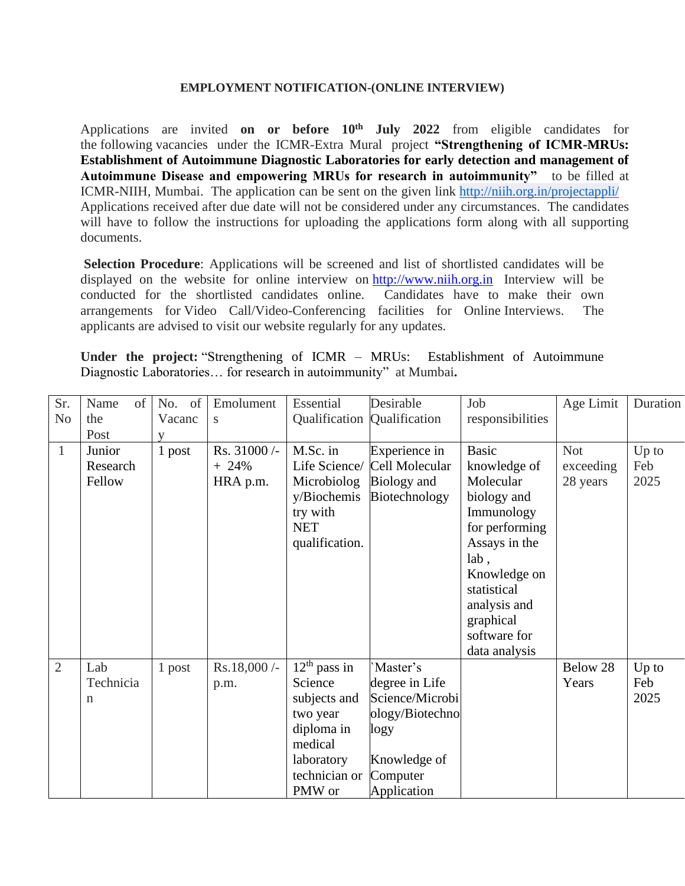**EMPLOYMENT NOTIFICATION-(ONLINE INTERVIEW)**

Applications are invited **on or before 10th July 2022** from eligible candidates for the following vacancies under the ICMR-Extra Mural project **"Strengthening of ICMR-MRUs: Establishment of Autoimmune Diagnostic Laboratories for early detection and management of Autoimmune Disease and empowering MRUs for research in autoimmunity"** to be filled at ICMR-NIIH, Mumbai. The application can be sent on the given link http://niih.org.in/projectappli/ Applications received after due date will not be considered under any circumstances. The candidates will have to follow the instructions for uploading the applications form along with all supporting documents.

**Selection Procedure**: Applications will be screened and list of shortlisted candidates will be displayed on the website for online interview on http://www.niih.org.in Interview will be conducted for the shortlisted candidates online. Candidates have to make their own arrangements for Video Call/Video-Conferencing facilities for Online Interviews. The applicants are advised to visit our website regularly for any updates.

**Under the project:** "Strengthening of ICMR – MRUs: Establishment of Autoimmune Diagnostic Laboratories… for research in autoimmunity" at Mumbai**.**

| Sr. No | Name of the Post | No. of Vacancy | Emoluments | Essential Qualification | Desirable Qualification | Job responsibilities | Age Limit | Duration |
|---|---|---|---|---|---|---|---|---|
| 1 | Junior Research Fellow | 1 post | Rs. 31000 /- + 24% HRA p.m. | M.Sc. in Life Science/ Microbiology/Biochemistry with NET qualification. | Experience in Cell Molecular Biology and Biotechnology | Basic knowledge of Molecular biology and Immunology for performing Assays in the lab , Knowledge on statistical analysis and graphical software for data analysis | Not exceeding 28 years | Up to Feb 2025 |
| 2 | Lab Technician | 1 post | Rs.18,000 /- p.m. | 12th pass in Science subjects and two year diploma in medical laboratory technician or PMW or | `Master's degree in Life Science/Microbiology/Biotechnology<br><br>Knowledge of Computer Application | | Below 28 Years | Up to Feb 2025 |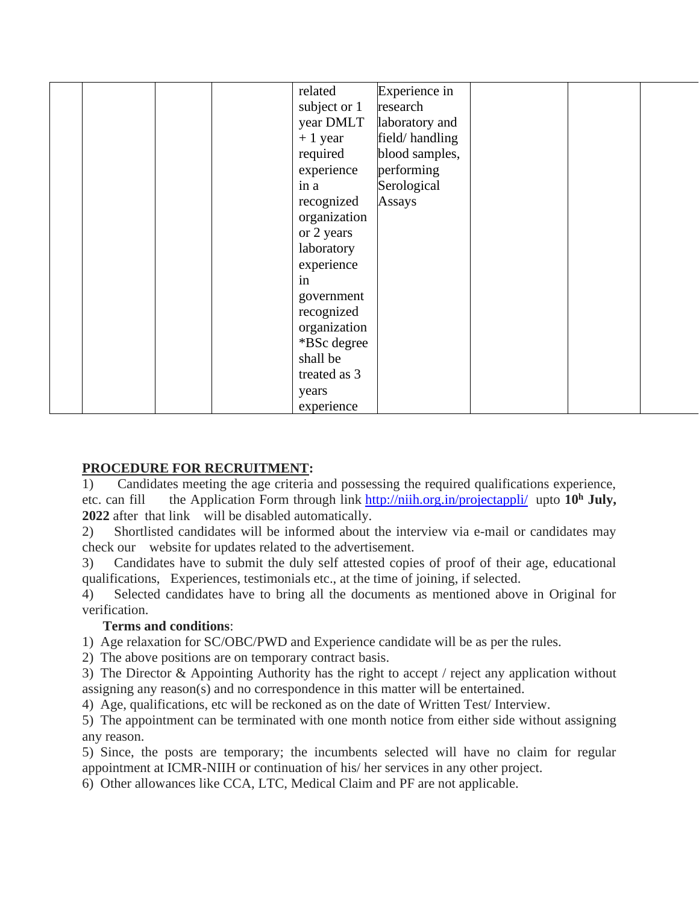|  |  |  |  | related subject or 1 year DMLT + 1 year required experience in a recognized organization or 2 years laboratory experience in government recognized organization *BSc degree shall be treated as 3 years experience | Experience in research laboratory and field/ handling blood samples, performing Serological Assays |  |  |  |
|---|---|---|---|---|---|---|---|---|

**PROCEDURE FOR RECRUITMENT:**

1) Candidates meeting the age criteria and possessing the required qualifications experience, etc. can fill the Application Form through link http://niih.org.in/projectappli/ upto **10h July, 2022** after that link will be disabled automatically.
2) Shortlisted candidates will be informed about the interview via e-mail or candidates may check our website for updates related to the advertisement.
3) Candidates have to submit the duly self attested copies of proof of their age, educational qualifications, Experiences, testimonials etc., at the time of joining, if selected.
4) Selected candidates have to bring all the documents as mentioned above in Original for verification.

**Terms and conditions**:

1) Age relaxation for SC/OBC/PWD and Experience candidate will be as per the rules.
2) The above positions are on temporary contract basis.
3) The Director & Appointing Authority has the right to accept / reject any application without assigning any reason(s) and no correspondence in this matter will be entertained.
4) Age, qualifications, etc will be reckoned as on the date of Written Test/ Interview.
5) The appointment can be terminated with one month notice from either side without assigning any reason.
5) Since, the posts are temporary; the incumbents selected will have no claim for regular appointment at ICMR-NIIH or continuation of his/ her services in any other project.
6) Other allowances like CCA, LTC, Medical Claim and PF are not applicable.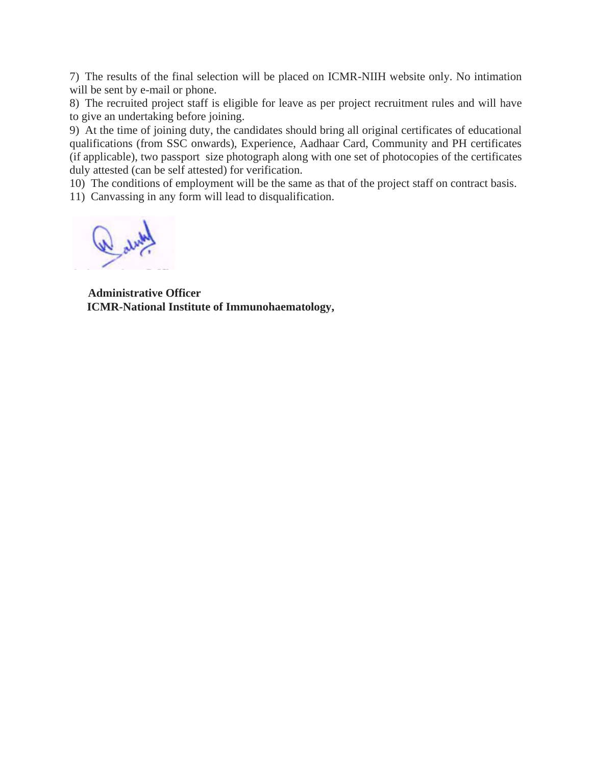7) The results of the final selection will be placed on ICMR-NIIH website only. No intimation will be sent by e-mail or phone.

8) The recruited project staff is eligible for leave as per project recruitment rules and will have to give an undertaking before joining.

9) At the time of joining duty, the candidates should bring all original certificates of educational qualifications (from SSC onwards), Experience, Aadhaar Card, Community and PH certificates (if applicable), two passport size photograph along with one set of photocopies of the certificates duly attested (can be self attested) for verification.

10) The conditions of employment will be the same as that of the project staff on contract basis.

11) Canvassing in any form will lead to disqualification.

**Administrative Officer**
**ICMR-National Institute of Immunohaematology,**